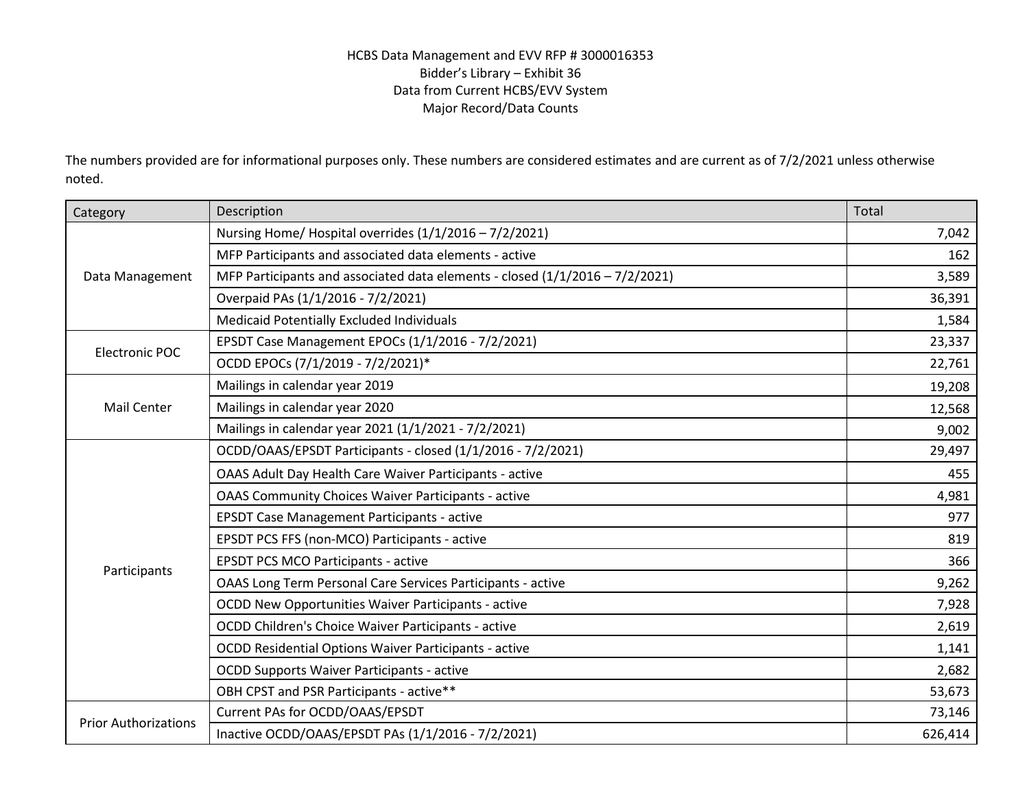# HCBS Data Management and EVV RFP # 3000016353
## Bidder's Library – Exhibit 36
## Data from Current HCBS/EVV System
## Major Record/Data Counts

The numbers provided are for informational purposes only. These numbers are considered estimates and are current as of 7/2/2021 unless otherwise noted.

| Category | Description | Total |
|---|---|---|
| Data Management | Nursing Home/ Hospital overrides (1/1/2016 – 7/2/2021) | 7,042 |
| | MFP Participants and associated data elements - active | 162 |
| | MFP Participants and associated data elements - closed (1/1/2016 – 7/2/2021) | 3,589 |
| | Overpaid PAs (1/1/2016 - 7/2/2021) | 36,391 |
| | Medicaid Potentially Excluded Individuals | 1,584 |
| Electronic POC | EPSDT Case Management EPOCs (1/1/2016 - 7/2/2021) | 23,337 |
| | OCDD EPOCs (7/1/2019 - 7/2/2021)* | 22,761 |
| Mail Center | Mailings in calendar year 2019 | 19,208 |
| | Mailings in calendar year 2020 | 12,568 |
| | Mailings in calendar year 2021 (1/1/2021 - 7/2/2021) | 9,002 |
| Participants | OCDD/OAAS/EPSDT Participants - closed (1/1/2016 - 7/2/2021) | 29,497 |
| | OAAS Adult Day Health Care Waiver Participants - active | 455 |
| | OAAS Community Choices Waiver Participants - active | 4,981 |
| | EPSDT Case Management Participants - active | 977 |
| | EPSDT PCS FFS (non-MCO) Participants - active | 819 |
| | EPSDT PCS MCO Participants - active | 366 |
| | OAAS Long Term Personal Care Services Participants - active | 9,262 |
| | OCDD New Opportunities Waiver Participants - active | 7,928 |
| | OCDD Children's Choice Waiver Participants - active | 2,619 |
| | OCDD Residential Options Waiver Participants - active | 1,141 |
| | OCDD Supports Waiver Participants - active | 2,682 |
| | OBH CPST and PSR Participants - active** | 53,673 |
| Prior Authorizations | Current PAs for OCDD/OAAS/EPSDT | 73,146 |
| | Inactive OCDD/OAAS/EPSDT PAs (1/1/2016 - 7/2/2021) | 626,414 |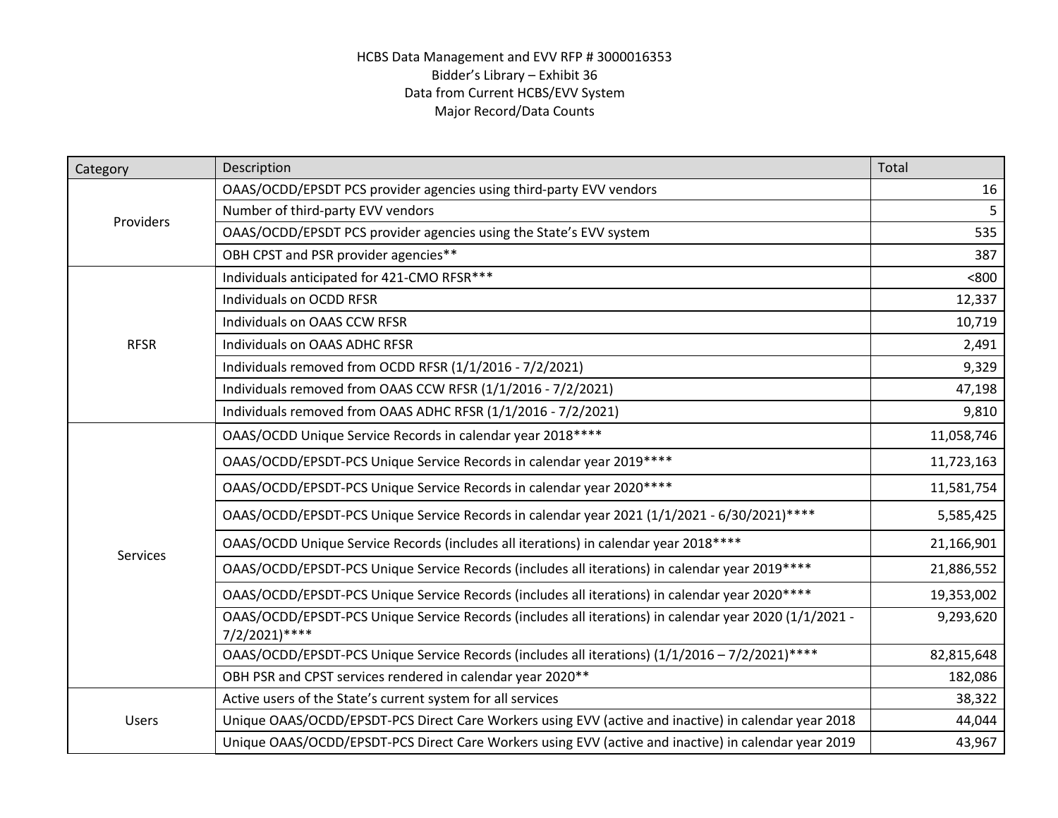HCBS Data Management and EVV RFP # 3000016353
Bidder's Library – Exhibit 36
Data from Current HCBS/EVV System
Major Record/Data Counts

| Category | Description | Total |
|---|---|---|
| Providers | OAAS/OCDD/EPSDT PCS provider agencies using third-party EVV vendors | 16 |
| | Number of third-party EVV vendors | 5 |
| | OAAS/OCDD/EPSDT PCS provider agencies using the State's EVV system | 535 |
| | OBH CPST and PSR provider agencies** | 387 |
| RFSR | Individuals anticipated for 421-CMO RFSR*** | <800 |
| | Individuals on OCDD RFSR | 12,337 |
| | Individuals on OAAS CCW RFSR | 10,719 |
| | Individuals on OAAS ADHC RFSR | 2,491 |
| | Individuals removed from OCDD RFSR (1/1/2016 - 7/2/2021) | 9,329 |
| | Individuals removed from OAAS CCW RFSR (1/1/2016 - 7/2/2021) | 47,198 |
| | Individuals removed from OAAS ADHC RFSR (1/1/2016 - 7/2/2021) | 9,810 |
| Services | OAAS/OCDD Unique Service Records in calendar year 2018**** | 11,058,746 |
| | OAAS/OCDD/EPSDT-PCS Unique Service Records in calendar year 2019**** | 11,723,163 |
| | OAAS/OCDD/EPSDT-PCS Unique Service Records in calendar year 2020**** | 11,581,754 |
| | OAAS/OCDD/EPSDT-PCS Unique Service Records in calendar year 2021 (1/1/2021 - 6/30/2021)**** | 5,585,425 |
| | OAAS/OCDD Unique Service Records (includes all iterations) in calendar year 2018**** | 21,166,901 |
| | OAAS/OCDD/EPSDT-PCS Unique Service Records (includes all iterations) in calendar year 2019**** | 21,886,552 |
| | OAAS/OCDD/EPSDT-PCS Unique Service Records (includes all iterations) in calendar year 2020**** | 19,353,002 |
| | OAAS/OCDD/EPSDT-PCS Unique Service Records (includes all iterations) in calendar year 2020 (1/1/2021 - 7/2/2021)**** | 9,293,620 |
| | OAAS/OCDD/EPSDT-PCS Unique Service Records (includes all iterations) (1/1/2016 – 7/2/2021)**** | 82,815,648 |
| | OBH PSR and CPST services rendered in calendar year 2020** | 182,086 |
| Users | Active users of the State's current system for all services | 38,322 |
| | Unique OAAS/OCDD/EPSDT-PCS Direct Care Workers using EVV (active and inactive) in calendar year 2018 | 44,044 |
| | Unique OAAS/OCDD/EPSDT-PCS Direct Care Workers using EVV (active and inactive) in calendar year 2019 | 43,967 |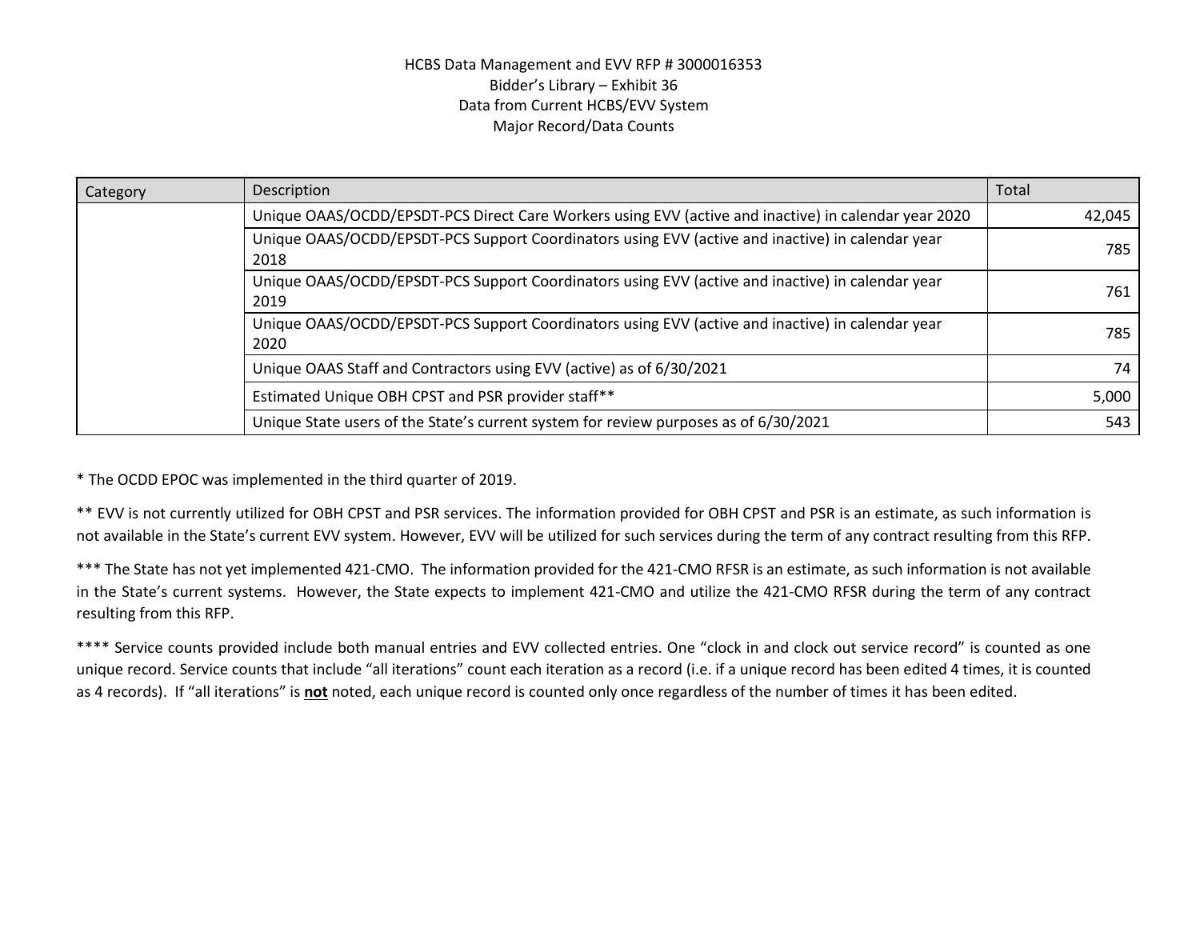HCBS Data Management and EVV RFP # 3000016353
Bidder's Library – Exhibit 36
Data from Current HCBS/EVV System
Major Record/Data Counts

| Category | Description | Total |
|---|---|---|
| | Unique OAAS/OCDD/EPSDT-PCS Direct Care Workers using EVV (active and inactive) in calendar year 2020 | 42,045 |
| | Unique OAAS/OCDD/EPSDT-PCS Support Coordinators using EVV (active and inactive) in calendar year 2018 | 785 |
| | Unique OAAS/OCDD/EPSDT-PCS Support Coordinators using EVV (active and inactive) in calendar year 2019 | 761 |
| | Unique OAAS/OCDD/EPSDT-PCS Support Coordinators using EVV (active and inactive) in calendar year 2020 | 785 |
| | Unique OAAS Staff and Contractors using EVV (active) as of 6/30/2021 | 74 |
| | Estimated Unique OBH CPST and PSR provider staff** | 5,000 |
| | Unique State users of the State's current system for review purposes as of 6/30/2021 | 543 |

* The OCDD EPOC was implemented in the third quarter of 2019.

** EVV is not currently utilized for OBH CPST and PSR services. The information provided for OBH CPST and PSR is an estimate, as such information is not available in the State's current EVV system. However, EVV will be utilized for such services during the term of any contract resulting from this RFP.

*** The State has not yet implemented 421-CMO. The information provided for the 421-CMO RFSR is an estimate, as such information is not available in the State's current systems. However, the State expects to implement 421-CMO and utilize the 421-CMO RFSR during the term of any contract resulting from this RFP.

**** Service counts provided include both manual entries and EVV collected entries. One "clock in and clock out service record" is counted as one unique record. Service counts that include "all iterations" count each iteration as a record (i.e. if a unique record has been edited 4 times, it is counted as 4 records). If "all iterations" is **not** noted, each unique record is counted only once regardless of the number of times it has been edited.